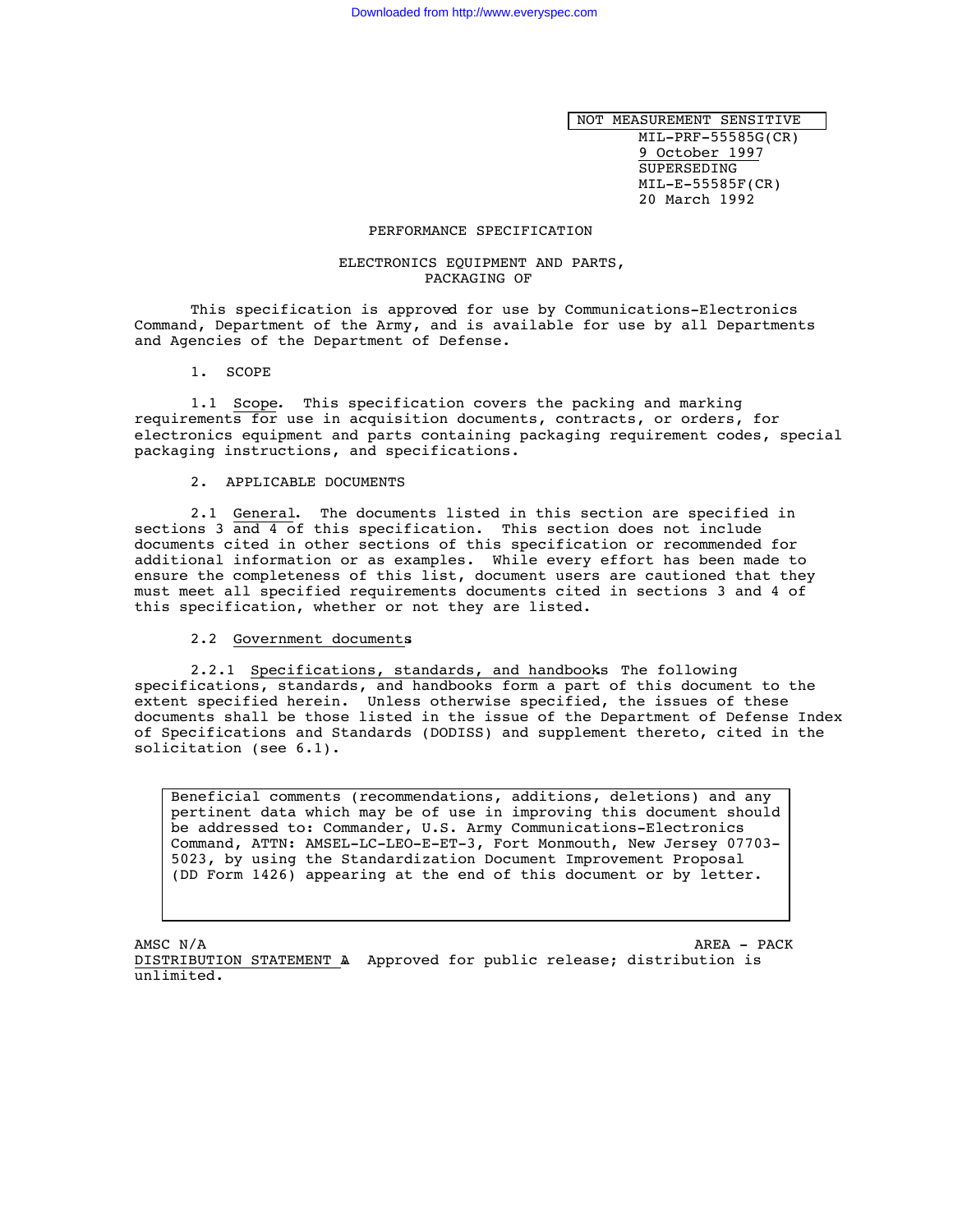NOT MEASUREMENT SENSITIVE

MIL-PRF-55585G(CR)
9 October 1997
SUPERSEDING
MIL-E-55585F(CR)
20 March 1992

# PERFORMANCE SPECIFICATION

## ELECTRONICS EQUIPMENT AND PARTS, PACKAGING OF

This specification is approved for use by Communications-Electronics Command, Department of the Army, and is available for use by all Departments and Agencies of the Department of Defense.

## 1. SCOPE

1.1 Scope. This specification covers the packing and marking requirements for use in acquisition documents, contracts, or orders, for electronics equipment and parts containing packaging requirement codes, special packaging instructions, and specifications.

## 2. APPLICABLE DOCUMENTS

2.1 General. The documents listed in this section are specified in sections 3 and 4 of this specification. This section does not include documents cited in other sections of this specification or recommended for additional information or as examples. While every effort has been made to ensure the completeness of this list, document users are cautioned that they must meet all specified requirements documents cited in sections 3 and 4 of this specification, whether or not they are listed.

2.2 Government documents

2.2.1 Specifications, standards, and handbooks The following specifications, standards, and handbooks form a part of this document to the extent specified herein. Unless otherwise specified, the issues of these documents shall be those listed in the issue of the Department of Defense Index of Specifications and Standards (DODISS) and supplement thereto, cited in the solicitation (see 6.1).

Beneficial comments (recommendations, additions, deletions) and any pertinent data which may be of use in improving this document should be addressed to: Commander, U.S. Army Communications-Electronics Command, ATTN: AMSEL-LC-LEO-E-ET-3, Fort Monmouth, New Jersey 07703-5023, by using the Standardization Document Improvement Proposal (DD Form 1426) appearing at the end of this document or by letter.

AMSC N/A AREA - PACK

DISTRIBUTION STATEMENT A Approved for public release; distribution is unlimited.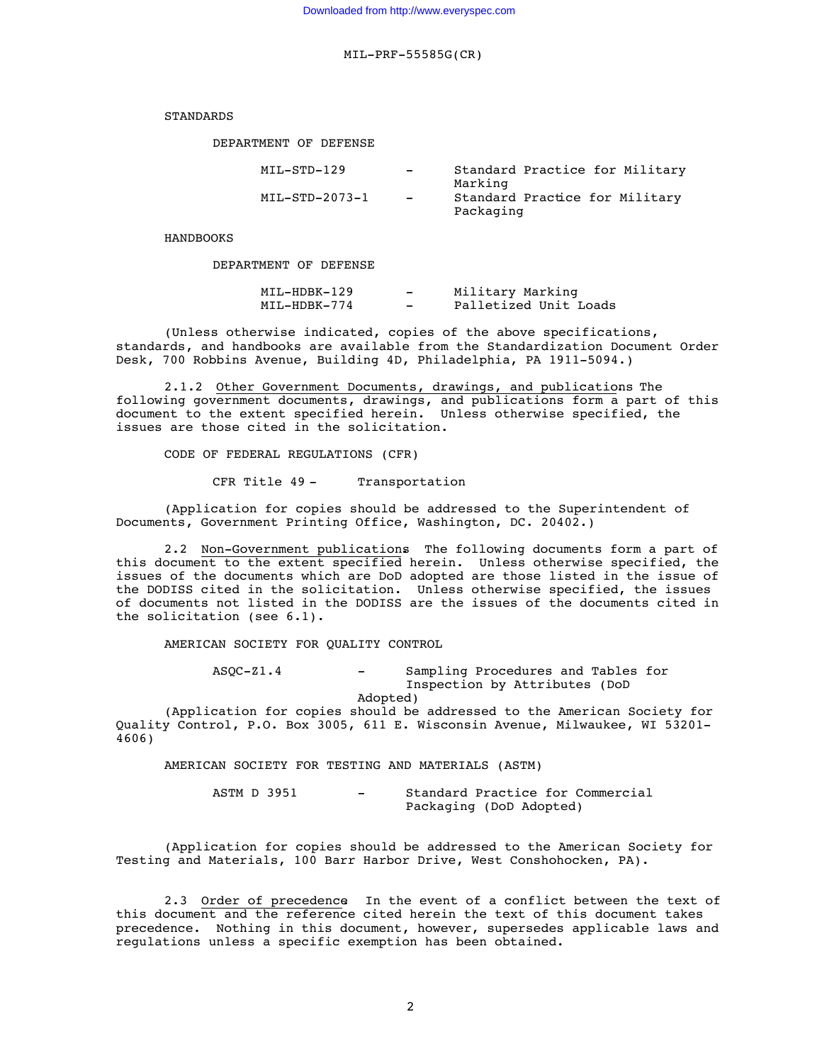STANDARDS

DEPARTMENT OF DEFENSE

| | | |
|---|---|---|
| MIL-STD-129 | - | Standard Practice for Military Marking |
| MIL-STD-2073-1 | - | Standard Practice for Military Packaging |

HANDBOOKS

DEPARTMENT OF DEFENSE

| | | |
|---|---|---|
| MIL-HDBK-129 | - | Military Marking |
| MIL-HDBK-774 | - | Palletized Unit Loads |

(Unless otherwise indicated, copies of the above specifications, standards, and handbooks are available from the Standardization Document Order Desk, 700 Robbins Avenue, Building 4D, Philadelphia, PA 1911-5094.)

2.1.2 Other Government Documents, drawings, and publications. The following government documents, drawings, and publications form a part of this document to the extent specified herein. Unless otherwise specified, the issues are those cited in the solicitation.

CODE OF FEDERAL REGULATIONS (CFR)

CFR Title 49 - Transportation

(Application for copies should be addressed to the Superintendent of Documents, Government Printing Office, Washington, DC. 20402.)

2.2 Non-Government publications. The following documents form a part of this document to the extent specified herein. Unless otherwise specified, the issues of the documents which are DoD adopted are those listed in the issue of the DODISS cited in the solicitation. Unless otherwise specified, the issues of documents not listed in the DODISS are the issues of the documents cited in the solicitation (see 6.1).

AMERICAN SOCIETY FOR QUALITY CONTROL

ASQC-Z1.4 - Sampling Procedures and Tables for Inspection by Attributes (DoD Adopted)

(Application for copies should be addressed to the American Society for Quality Control, P.O. Box 3005, 611 E. Wisconsin Avenue, Milwaukee, WI 53201-4606)

AMERICAN SOCIETY FOR TESTING AND MATERIALS (ASTM)

ASTM D 3951 - Standard Practice for Commercial Packaging (DoD Adopted)

(Application for copies should be addressed to the American Society for Testing and Materials, 100 Barr Harbor Drive, West Conshohocken, PA).

2.3 Order of precedence. In the event of a conflict between the text of this document and the reference cited herein the text of this document takes precedence. Nothing in this document, however, supersedes applicable laws and regulations unless a specific exemption has been obtained.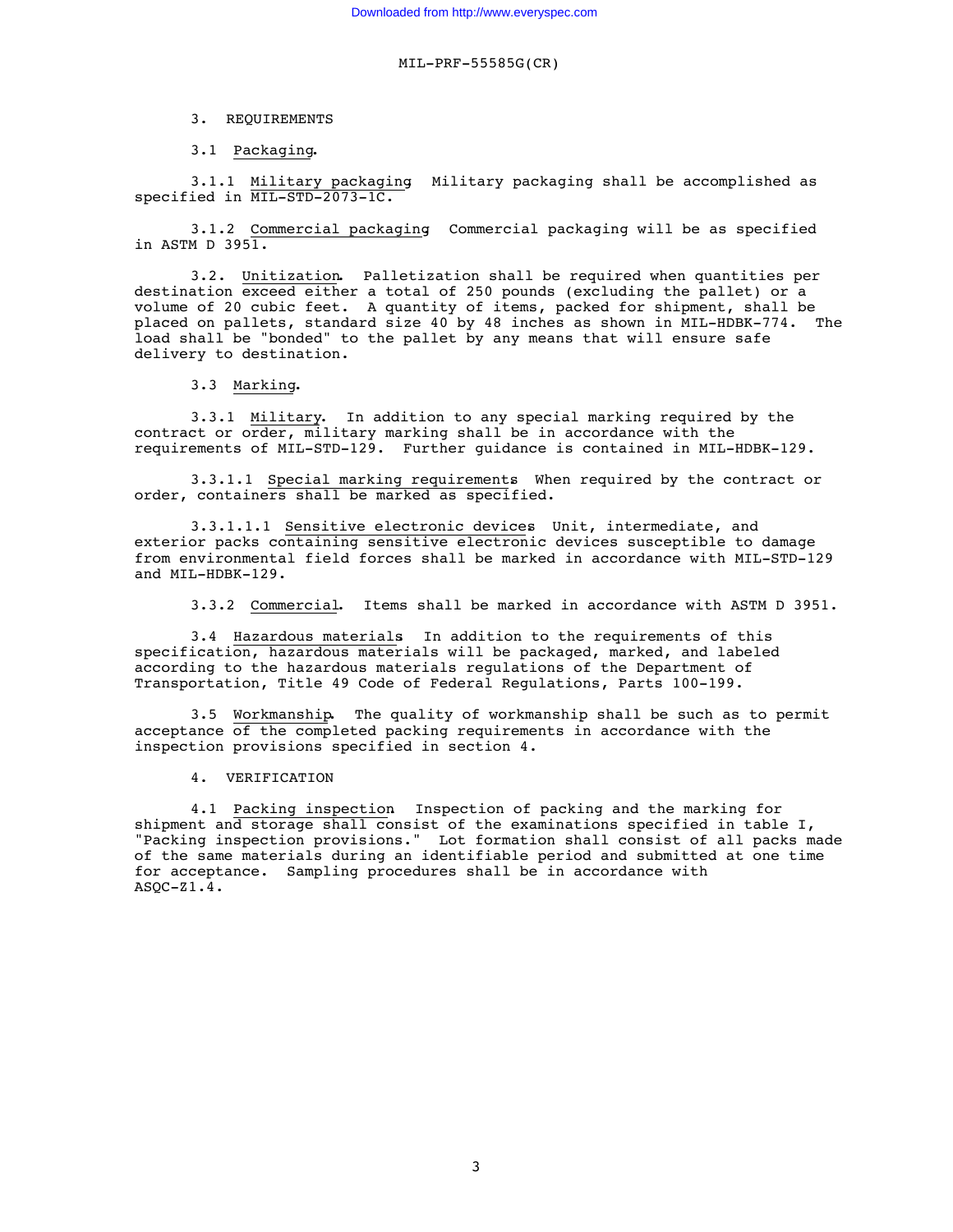## 3. REQUIREMENTS

### 3.1 Packaging.

3.1.1 Military packaging Military packaging shall be accomplished as specified in MIL-STD-2073-1C.

3.1.2 Commercial packaging Commercial packaging will be as specified in ASTM D 3951.

### 3.2. Unitization.

3.2. Unitization. Palletization shall be required when quantities per destination exceed either a total of 250 pounds (excluding the pallet) or a volume of 20 cubic feet. A quantity of items, packed for shipment, shall be placed on pallets, standard size 40 by 48 inches as shown in MIL-HDBK-774. The load shall be "bonded" to the pallet by any means that will ensure safe delivery to destination.

### 3.3 Marking.

3.3.1 Military. In addition to any special marking required by the contract or order, military marking shall be in accordance with the requirements of MIL-STD-129. Further guidance is contained in MIL-HDBK-129.

3.3.1.1 Special marking requirements When required by the contract or order, containers shall be marked as specified.

3.3.1.1.1 Sensitive electronic devices Unit, intermediate, and exterior packs containing sensitive electronic devices susceptible to damage from environmental field forces shall be marked in accordance with MIL-STD-129 and MIL-HDBK-129.

3.3.2 Commercial. Items shall be marked in accordance with ASTM D 3951.

### 3.4 Hazardous materials

3.4 Hazardous materials In addition to the requirements of this specification, hazardous materials will be packaged, marked, and labeled according to the hazardous materials regulations of the Department of Transportation, Title 49 Code of Federal Regulations, Parts 100-199.

### 3.5 Workmanship.

3.5 Workmanship. The quality of workmanship shall be such as to permit acceptance of the completed packing requirements in accordance with the inspection provisions specified in section 4.

## 4. VERIFICATION

4.1 Packing inspection Inspection of packing and the marking for shipment and storage shall consist of the examinations specified in table I, "Packing inspection provisions." Lot formation shall consist of all packs made of the same materials during an identifiable period and submitted at one time for acceptance. Sampling procedures shall be in accordance with ASQC-Z1.4.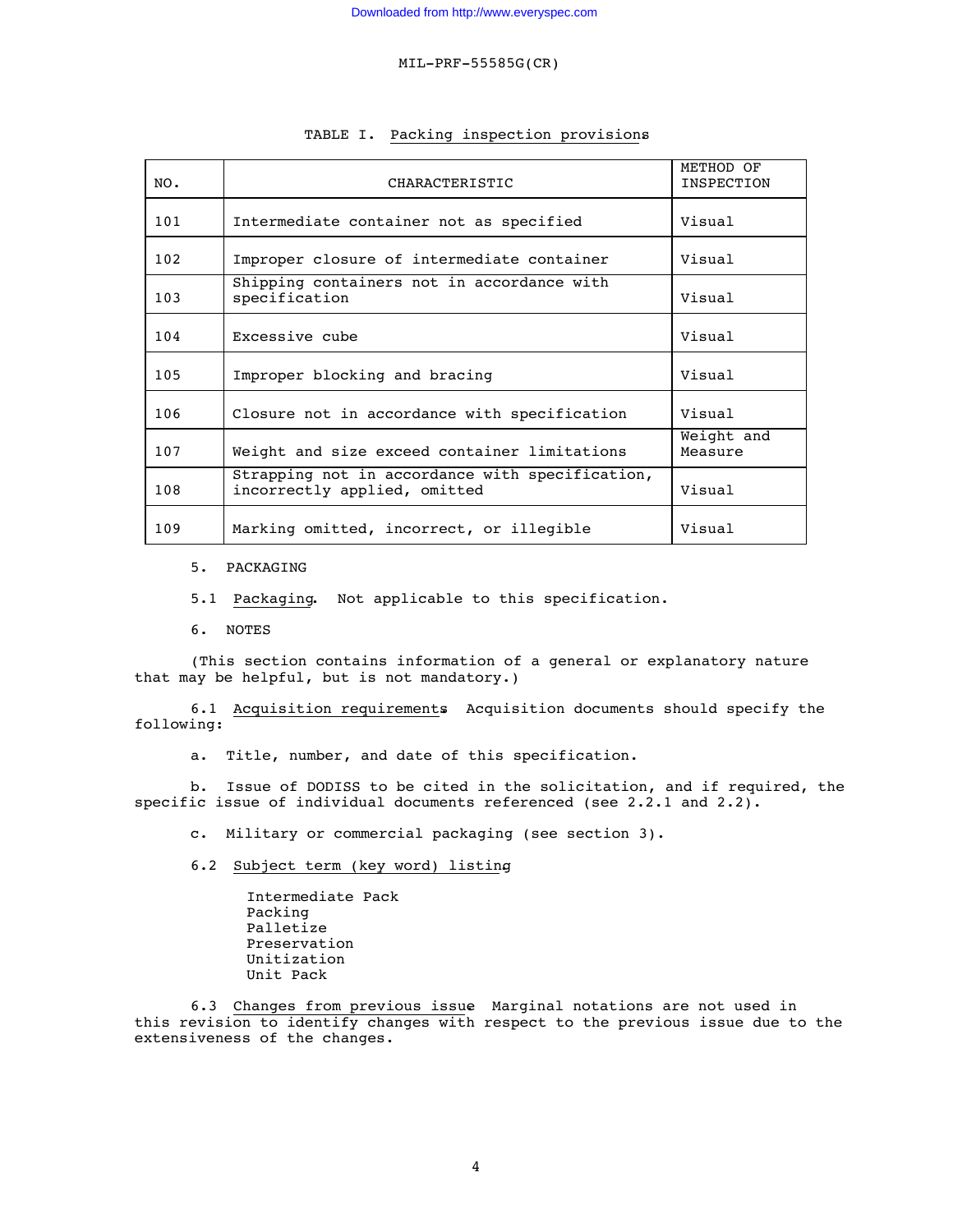TABLE I. Packing inspection provisions

| NO. | CHARACTERISTIC | METHOD OF INSPECTION |
|---|---|---|
| 101 | Intermediate container not as specified | Visual |
| 102 | Improper closure of intermediate container | Visual |
| 103 | Shipping containers not in accordance with specification | Visual |
| 104 | Excessive cube | Visual |
| 105 | Improper blocking and bracing | Visual |
| 106 | Closure not in accordance with specification | Visual |
| 107 | Weight and size exceed container limitations | Weight and Measure |
| 108 | Strapping not in accordance with specification, incorrectly applied, omitted | Visual |
| 109 | Marking omitted, incorrect, or illegible | Visual |

## 5. PACKAGING

5.1 Packaging. Not applicable to this specification.

## 6. NOTES

(This section contains information of a general or explanatory nature that may be helpful, but is not mandatory.)

6.1 Acquisition requirements. Acquisition documents should specify the following:

a. Title, number, and date of this specification.

b. Issue of DODISS to be cited in the solicitation, and if required, the specific issue of individual documents referenced (see 2.2.1 and 2.2).

c. Military or commercial packaging (see section 3).

6.2 Subject term (key word) listing

Intermediate Pack
Packing
Palletize
Preservation
Unitization
Unit Pack

6.3 Changes from previous issue. Marginal notations are not used in this revision to identify changes with respect to the previous issue due to the extensiveness of the changes.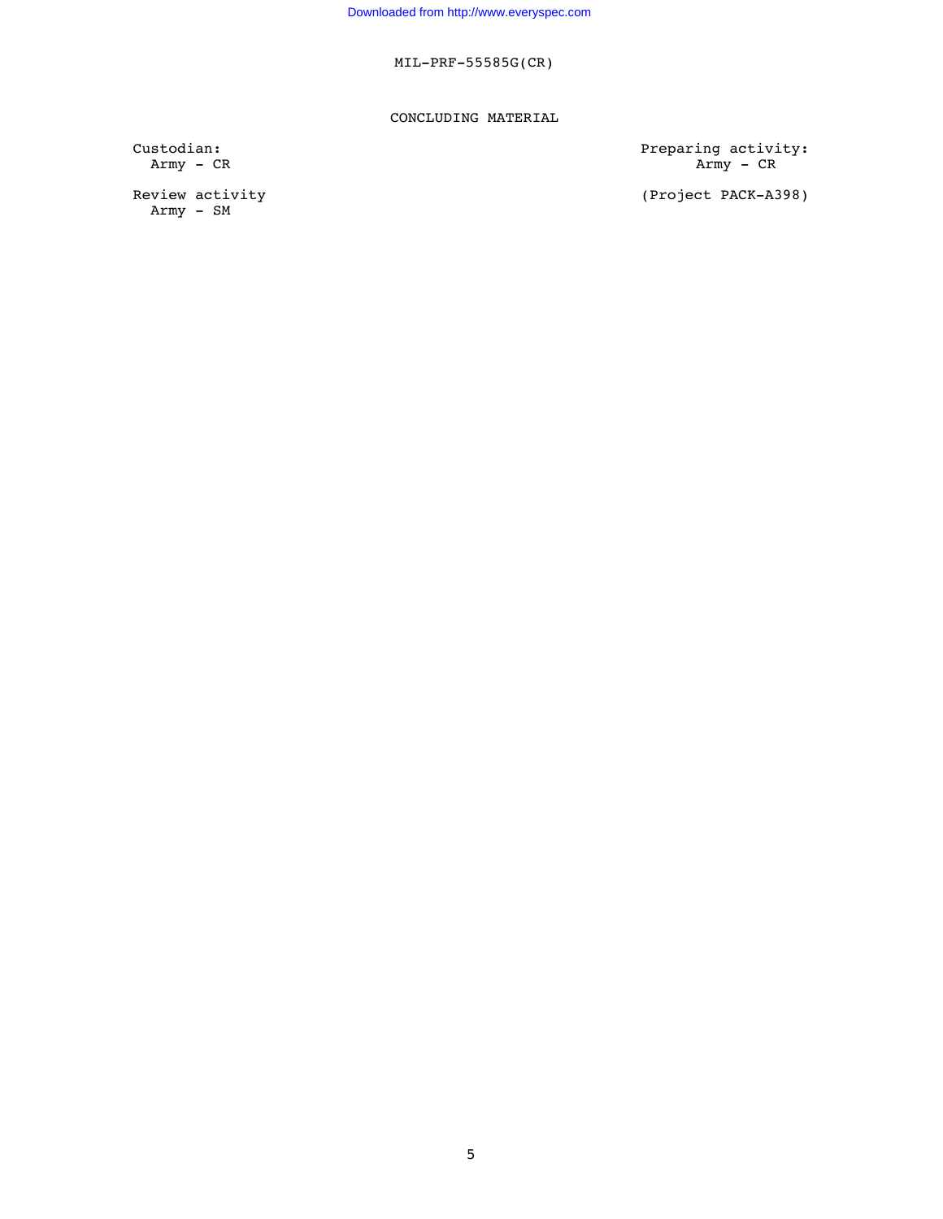## CONCLUDING MATERIAL

Custodian:
Army - CR

Review activity
Army - SM

Preparing activity:
Army - CR

(Project PACK-A398)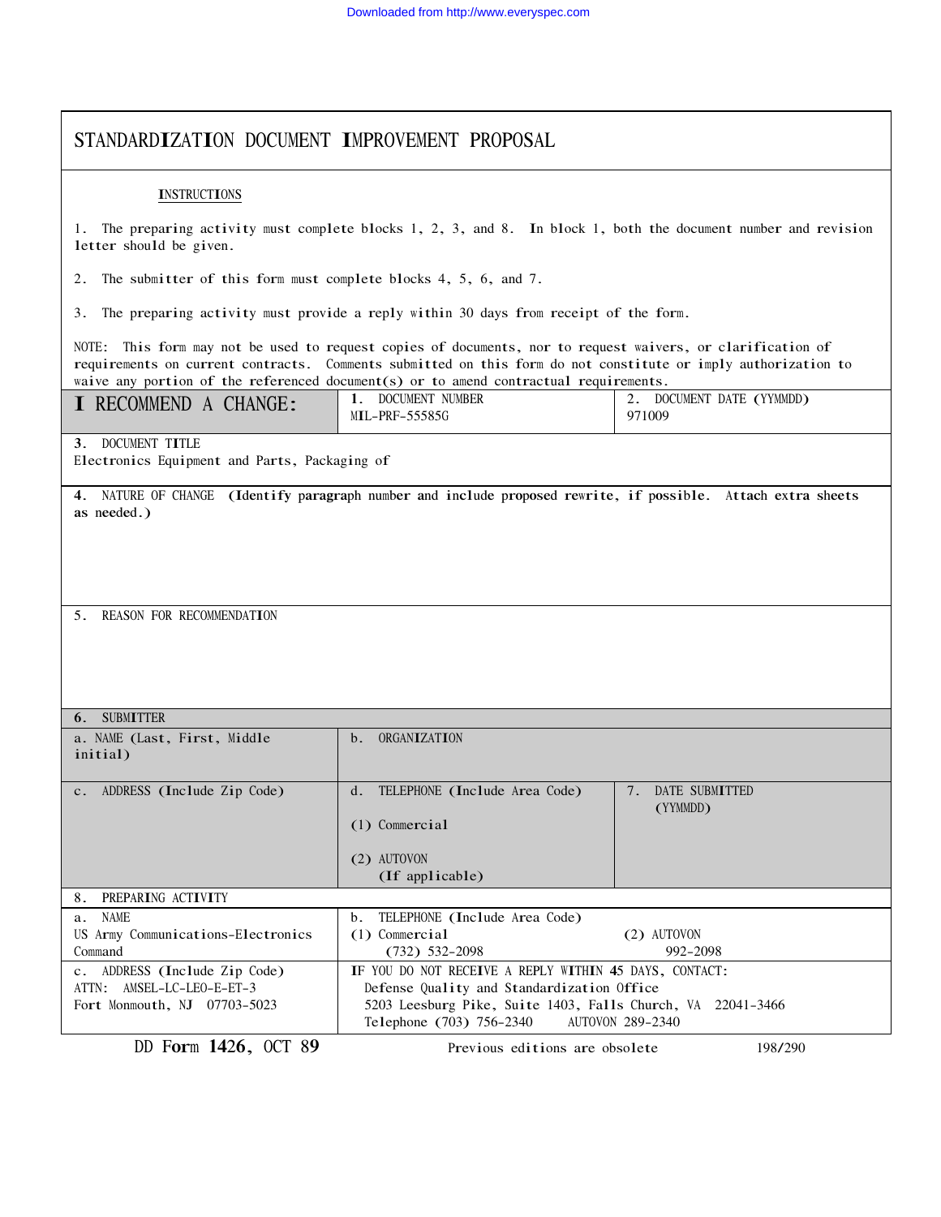# STANDARDIZATION DOCUMENT IMPROVEMENT PROPOSAL

INSTRUCTIONS

1. The preparing activity must complete blocks 1, 2, 3, and 8. In block 1, both the document number and revision letter should be given.

2. The submitter of this form must complete blocks 4, 5, 6, and 7.

3. The preparing activity must provide a reply within 30 days from receipt of the form.

NOTE: This form may not be used to request copies of documents, nor to request waivers, or clarification of requirements on current contracts. Comments submitted on this form do not constitute or imply authorization to waive any portion of the referenced document(s) or to amend contractual requirements.

| | | |
|---|---|---|
| **I RECOMMEND A CHANGE:** | 1. DOCUMENT NUMBER<br>MIL-PRF-55585G | 2. DOCUMENT DATE (YYMMDD)<br>971009 |

**3. DOCUMENT TITLE**
Electronics Equipment and Parts, Packaging of

**4. NATURE OF CHANGE** (Identify paragraph number and include proposed rewrite, if possible. Attach extra sheets as needed.)

**5. REASON FOR RECOMMENDATION**

**6. SUBMITTER**

| | | |
|---|---|---|
| a. NAME (Last, First, Middle initial) | b. ORGANIZATION | |
| c. ADDRESS (Include Zip Code) | d. TELEPHONE (Include Area Code)<br>(1) Commercial<br>(2) AUTOVON (If applicable) | 7. DATE SUBMITTED (YYMMDD) |

**8. PREPARING ACTIVITY**

| | |
|---|---|
| a. NAME<br>US Army Communications-Electronics Command | b. TELEPHONE (Include Area Code)<br>(1) Commercial (732) 532-2098<br>(2) AUTOVON 992-2098 |
| c. ADDRESS (Include Zip Code)<br>ATTN: AMSEL-LC-LEO-E-ET-3<br>Fort Monmouth, NJ 07703-5023 | IF YOU DO NOT RECEIVE A REPLY WITHIN 45 DAYS, CONTACT:<br>Defense Quality and Standardization Office<br>5203 Leesburg Pike, Suite 1403, Falls Church, VA 22041-3466<br>Telephone (703) 756-2340 AUTOVON 289-2340 |

DD Form 1426, OCT 89 Previous editions are obsolete 198/290